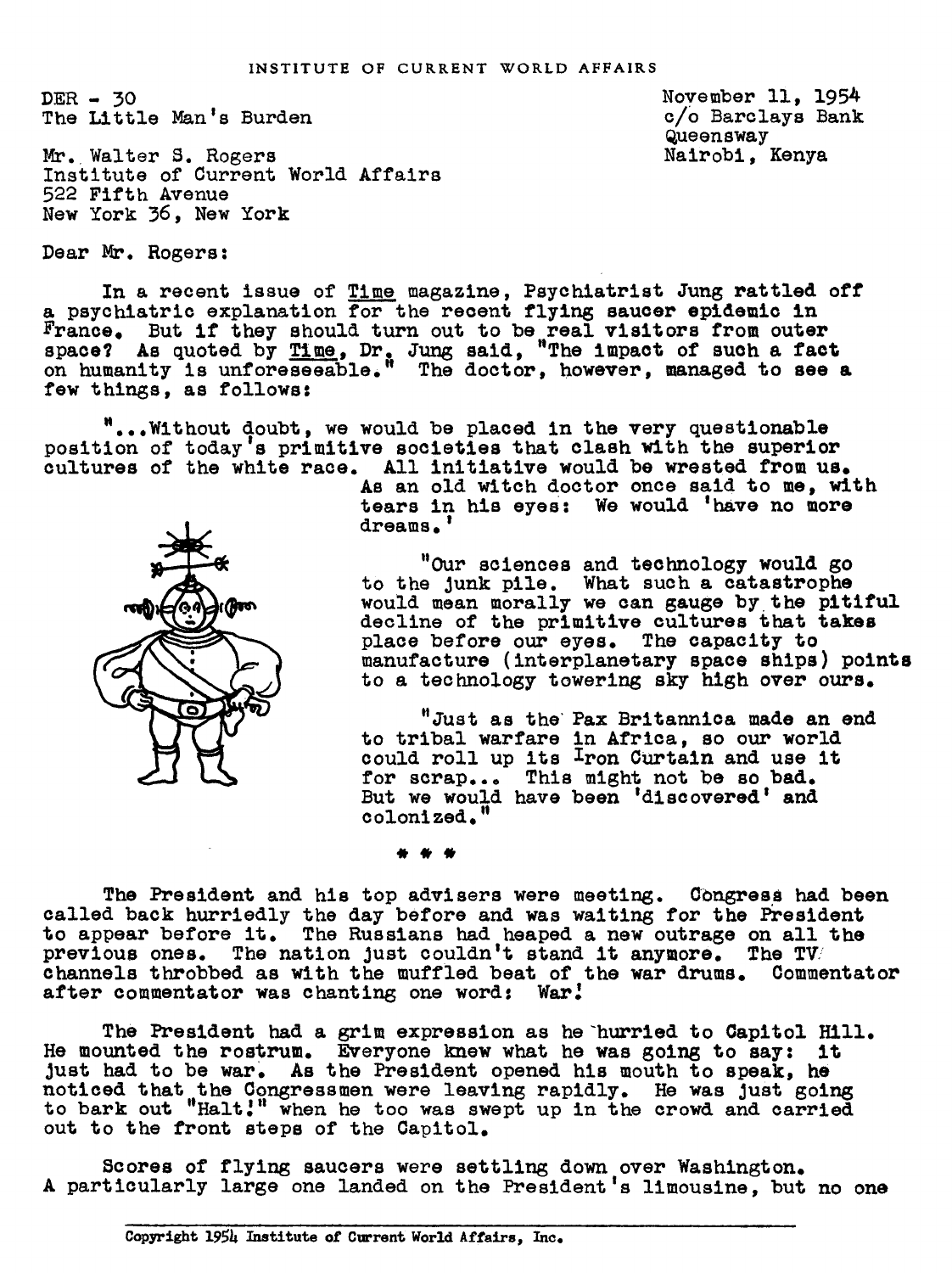INSTITUTE OF CURRENT WORLD AFFAIRS

DER - 30
The Little Man's Burden

November 11, 1954
c/o Barclays Bank
Queensway
Nairobi, Kenya

Mr. Walter S. Rogers
Institute of Current World Affairs
522 Fifth Avenue
New York 36, New York

Dear Mr. Rogers:

In a recent issue of _Time_ magazine, Psychiatrist Jung rattled off a psychiatric explanation for the recent flying saucer epidemic in France. But if they should turn out to be real visitors from outer space? As quoted by _Time_, Dr. Jung said, "The impact of such a fact on humanity is unforeseeable." The doctor, however, managed to see a few things, as follows:

"...Without doubt, we would be placed in the very questionable position of today's primitive societies that clash with the superior cultures of the white race. All initiative would be wrested from us. As an old witch doctor once said to me, with tears in his eyes: We would 'have no more dreams.'

"Our sciences and technology would go to the junk pile. What such a catastrophe would mean morally we can gauge by the pitiful decline of the primitive cultures that takes place before our eyes. The capacity to manufacture (interplanetary space ships) points to a technology towering sky high over ours.

"Just as the Pax Britannica made an end to tribal warfare in Africa, so our world could roll up its Iron Curtain and use it for scrap... This might not be so bad. But we would have been 'discovered' and colonized."

* * *

The President and his top advisers were meeting. Congress had been called back hurriedly the day before and was waiting for the President to appear before it. The Russians had heaped a new outrage on all the previous ones. The nation just couldn't stand it anymore. The TV channels throbbed as with the muffled beat of the war drums. Commentator after commentator was chanting one word: War!

The President had a grim expression as he hurried to Capitol Hill. He mounted the rostrum. Everyone knew what he was going to say: it just had to be war. As the President opened his mouth to speak, he noticed that the Congressmen were leaving rapidly. He was just going to bark out "Halt!" when he too was swept up in the crowd and carried out to the front steps of the Capitol.

Scores of flying saucers were settling down over Washington. A particularly large one landed on the President's limousine, but no one

Copyright 1954 Institute of Current World Affairs, Inc.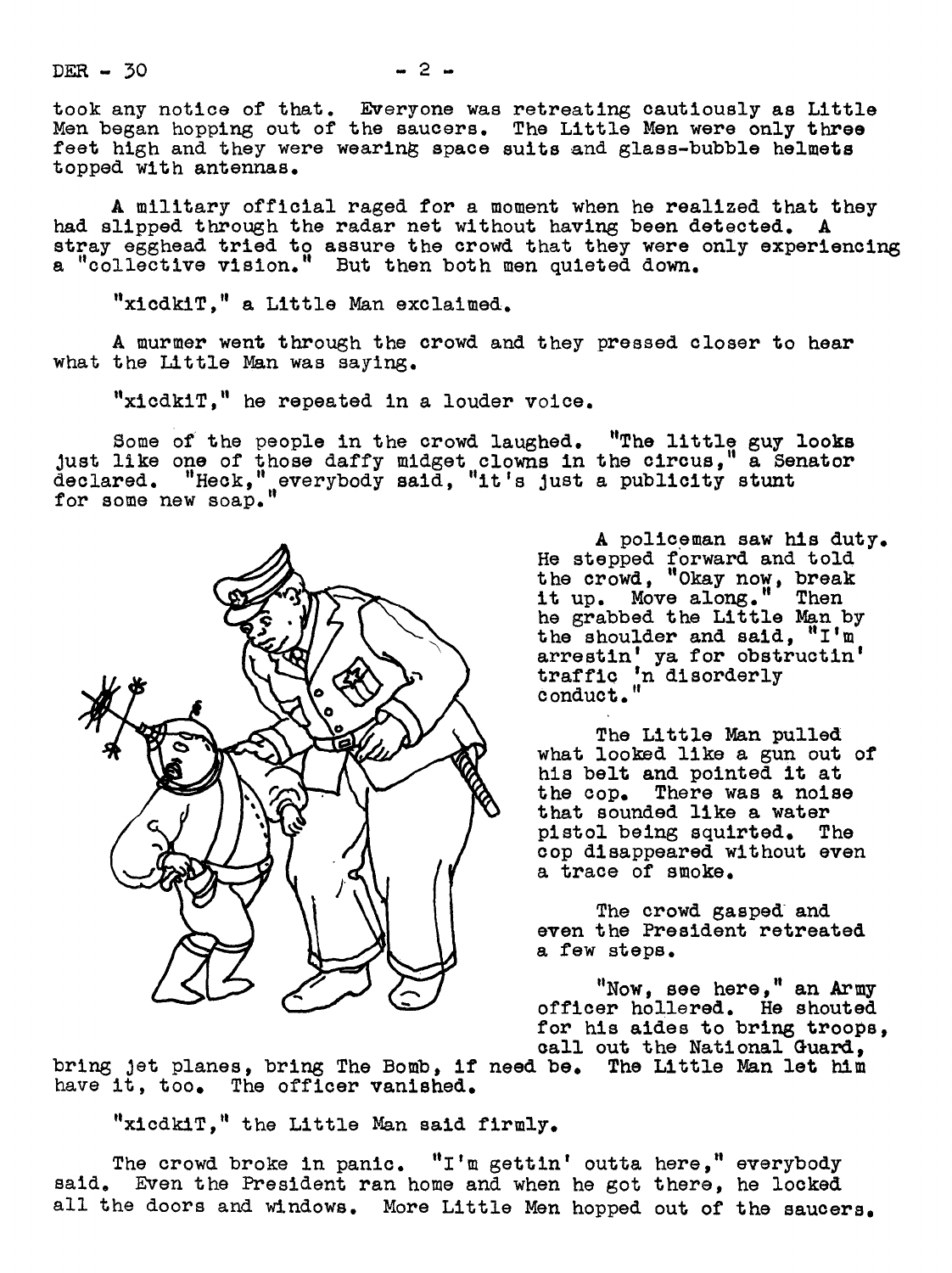took any notice of that. Everyone was retreating cautiously as Little Men began hopping out of the saucers. The Little Men were only three feet high and they were wearing space suits and glass-bubble helmets topped with antennas.

A military official raged for a moment when he realized that they had slipped through the radar net without having been detected. A stray egghead tried to assure the crowd that they were only experiencing a "collective vision." But then both men quieted down.

"xicdkiT," a Little Man exclaimed.

A murmer went through the crowd and they pressed closer to hear what the Little Man was saying.

"xicdkiT," he repeated in a louder voice.

Some of the people in the crowd laughed. "The little guy looks just like one of those daffy midget clowns in the circus," a Senator declared. "Heck," everybody said, "it's just a publicity stunt for some new soap."

A policeman saw his duty. He stepped forward and told the crowd, "Okay now, break it up. Move along." Then he grabbed the Little Man by the shoulder and said, "I'm arrestin' ya for obstructin' traffic 'n disorderly conduct."

The Little Man pulled what looked like a gun out of his belt and pointed it at the cop. There was a noise that sounded like a water pistol being squirted. The cop disappeared without even a trace of smoke.

The crowd gasped and even the President retreated a few steps.

"Now, see here," an Army officer hollered. He shouted for his aides to bring troops, call out the National Guard, bring jet planes, bring The Bomb, if need be. The Little Man let him have it, too. The officer vanished.

"xicdkiT," the Little Man said firmly.

The crowd broke in panic. "I'm gettin' outta here," everybody said. Even the President ran home and when he got there, he locked all the doors and windows. More Little Men hopped out of the saucers.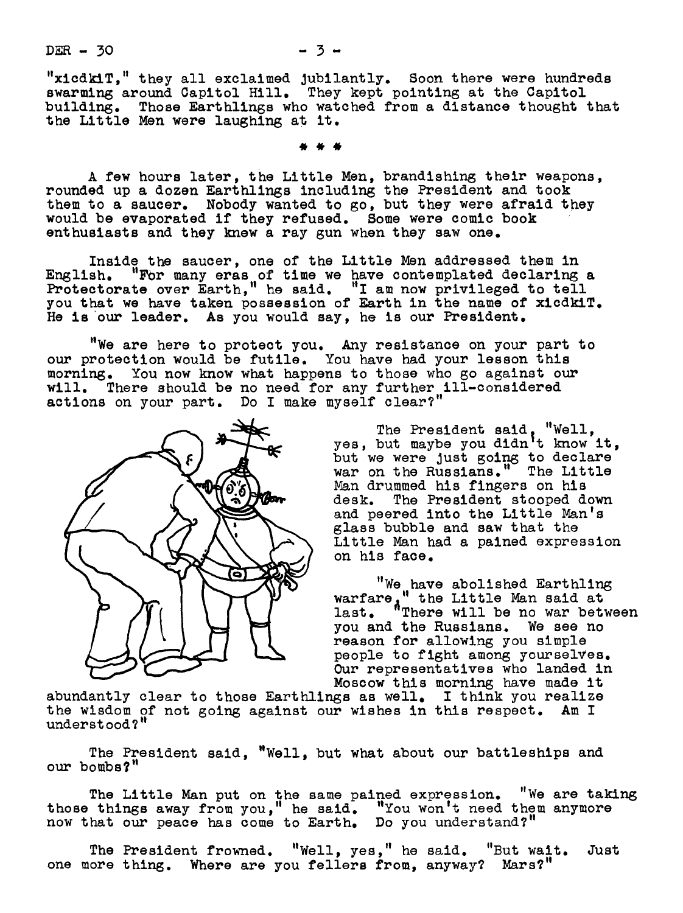"xicdkiT," they all exclaimed jubilantly. Soon there were hundreds swarming around Capitol Hill. They kept pointing at the Capitol building. Those Earthlings who watched from a distance thought that the Little Men were laughing at it.

\* \* \*

A few hours later, the Little Men, brandishing their weapons, rounded up a dozen Earthlings including the President and took them to a saucer. Nobody wanted to go, but they were afraid they would be evaporated if they refused. Some were comic book enthusiasts and they knew a ray gun when they saw one.

Inside the saucer, one of the Little Men addressed them in English. "For many eras of time we have contemplated declaring a Protectorate over Earth," he said. "I am now privileged to tell you that we have taken possession of Earth in the name of xicdkiT. He is our leader. As you would say, he is our President.

"We are here to protect you. Any resistance on your part to our protection would be futile. You have had your lesson this morning. You now know what happens to those who go against our will. There should be no need for any further ill-considered actions on your part. Do I make myself clear?"

The President said, "Well, yes, but maybe you didn't know it, but we were just going to declare war on the Russians." The Little Man drummed his fingers on his desk. The President stooped down and peered into the Little Man's glass bubble and saw that the Little Man had a pained expression on his face.

"We have abolished Earthling warfare," the Little Man said at last. "There will be no war between you and the Russians. We see no reason for allowing you simple people to fight among yourselves. Our representatives who landed in Moscow this morning have made it abundantly clear to those Earthlings as well. I think you realize the wisdom of not going against our wishes in this respect. Am I understood?"

The President said, "Well, but what about our battleships and our bombs?"

The Little Man put on the same pained expression. "We are taking those things away from you," he said. "You won't need them anymore now that our peace has come to Earth. Do you understand?"

The President frowned. "Well, yes," he said. "But wait. Just one more thing. Where are you fellers from, anyway? Mars?"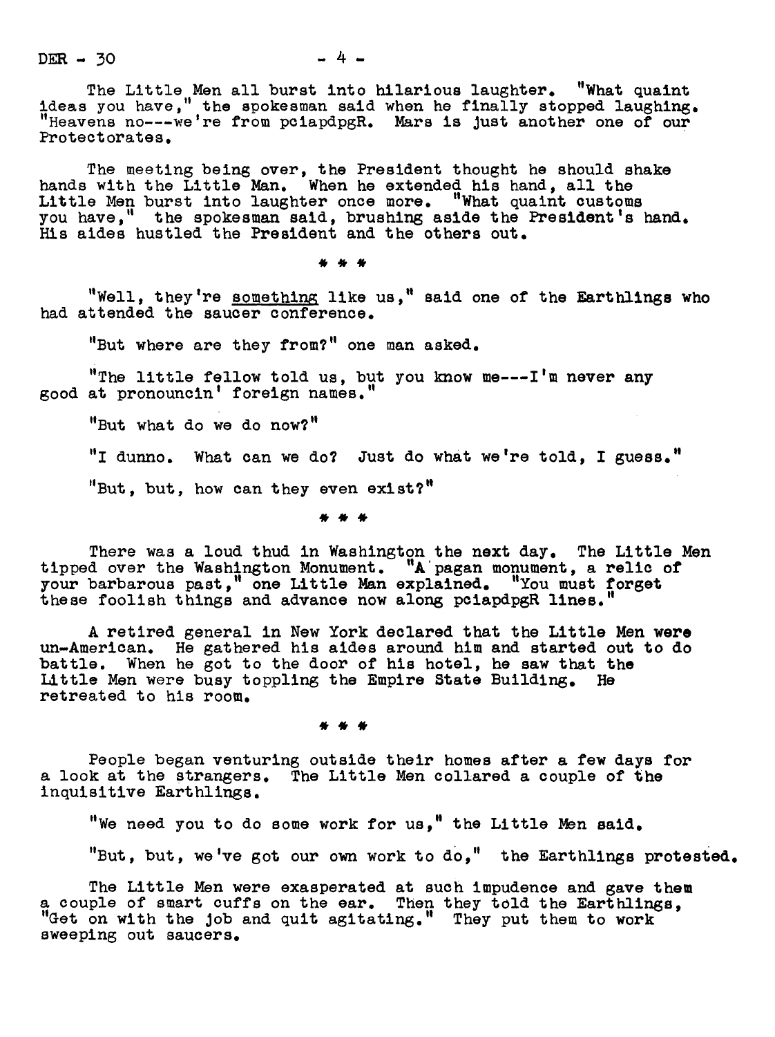The Little Men all burst into hilarious laughter. "What quaint ideas you have," the spokesman said when he finally stopped laughing. "Heavens no---we're from pciapdpgR. Mars is just another one of our Protectorates.

The meeting being over, the President thought he should shake hands with the Little Man. When he extended his hand, all the Little Men burst into laughter once more. "What quaint customs you have," the spokesman said, brushing aside the President's hand. His aides hustled the President and the others out.

\* \* \*

"Well, they're <u>something</u> like us," said one of the Earthlings who had attended the saucer conference.

"But where are they from?" one man asked.

"The little fellow told us, but you know me---I'm never any good at pronouncin' foreign names."

"But what do we do now?"

"I dunno. What can we do? Just do what we're told, I guess."

"But, but, how can they even exist?"

\* \* \*

There was a loud thud in Washington the next day. The Little Men tipped over the Washington Monument. "A pagan monument, a relic of your barbarous past," one Little Man explained. "You must forget these foolish things and advance now along pciapdpgR lines."

A retired general in New York declared that the Little Men were un-American. He gathered his aides around him and started out to do battle. When he got to the door of his hotel, he saw that the Little Men were busy toppling the Empire State Building. He retreated to his room.

\* \* \*

People began venturing outside their homes after a few days for a look at the strangers. The Little Men collared a couple of the inquisitive Earthlings.

"We need you to do some work for us," the Little Men said.

"But, but, we've got our own work to do," the Earthlings protested.

The Little Men were exasperated at such impudence and gave them a couple of smart cuffs on the ear. Then they told the Earthlings, "Get on with the job and quit agitating." They put them to work sweeping out saucers.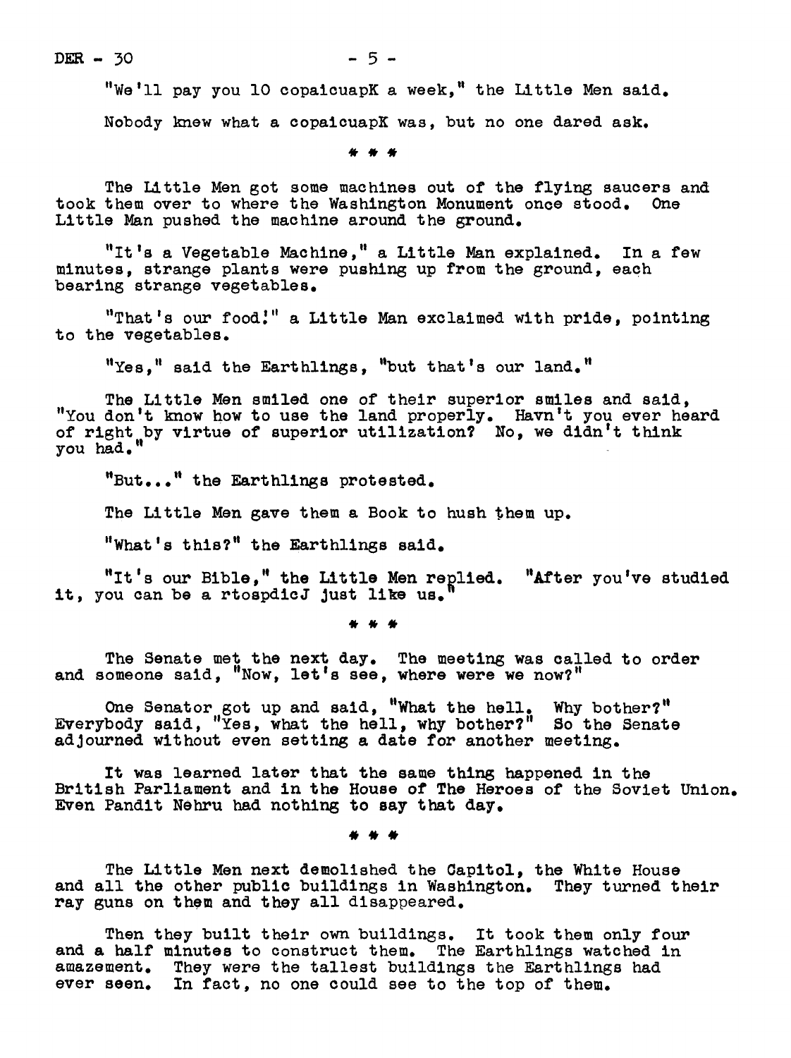"We'll pay you 10 copaicuapK a week," the Little Men said.

Nobody knew what a copaicuapK was, but no one dared ask.

\* \* \*

The Little Men got some machines out of the flying saucers and took them over to where the Washington Monument once stood. One Little Man pushed the machine around the ground.

"It's a Vegetable Machine," a Little Man explained. In a few minutes, strange plants were pushing up from the ground, each bearing strange vegetables.

"That's our food!" a Little Man exclaimed with pride, pointing to the vegetables.

"Yes," said the Earthlings, "but that's our land."

The Little Men smiled one of their superior smiles and said, "You don't know how to use the land properly. Havn't you ever heard of right by virtue of superior utilization? No, we didn't think you had."

"But..." the Earthlings protested.

The Little Men gave them a Book to hush them up.

"What's this?" the Earthlings said.

"It's our Bible," the Little Men replied. "After you've studied it, you can be a rtospdicJ just like us."

\* \* \*

The Senate met the next day. The meeting was called to order and someone said, "Now, let's see, where were we now?"

One Senator got up and said, "What the hell. Why bother?" Everybody said, "Yes, what the hell, why bother?" So the Senate adjourned without even setting a date for another meeting.

It was learned later that the same thing happened in the British Parliament and in the House of The Heroes of the Soviet Union. Even Pandit Nehru had nothing to say that day.

\* \* \*

The Little Men next demolished the Capitol, the White House and all the other public buildings in Washington. They turned their ray guns on them and they all disappeared.

Then they built their own buildings. It took them only four and a half minutes to construct them. The Earthlings watched in amazement. They were the tallest buildings the Earthlings had ever seen. In fact, no one could see to the top of them.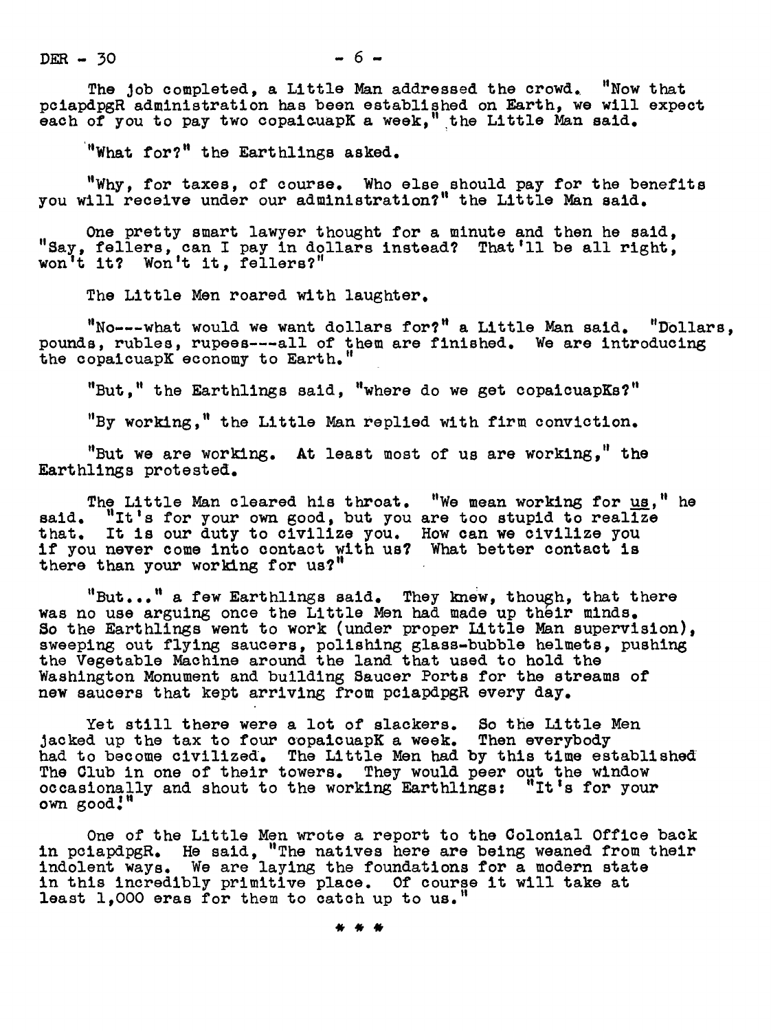The job completed, a Little Man addressed the crowd. "Now that pciapdpgR administration has been established on Earth, we will expect each of you to pay two copaicuapK a week," the Little Man said.

"What for?" the Earthlings asked.

"Why, for taxes, of course. Who else should pay for the benefits you will receive under our administration?" the Little Man said.

One pretty smart lawyer thought for a minute and then he said, "Say, fellers, can I pay in dollars instead? That'll be all right, won't it? Won't it, fellers?"

The Little Men roared with laughter.

"No---what would we want dollars for?" a Little Man said. "Dollars, pounds, rubles, rupees---all of them are finished. We are introducing the copaicuapK economy to Earth."

"But," the Earthlings said, "where do we get copaicuapKs?"

"By working," the Little Man replied with firm conviction.

"But we are working. At least most of us are working," the Earthlings protested.

The Little Man cleared his throat. "We mean working for us," he said. "It's for your own good, but you are too stupid to realize that. It is our duty to civilize you. How can we civilize you if you never come into contact with us? What better contact is there than your working for us?"

"But..." a few Earthlings said. They knew, though, that there was no use arguing once the Little Men had made up their minds. So the Earthlings went to work (under proper Little Man supervision), sweeping out flying saucers, polishing glass-bubble helmets, pushing the Vegetable Machine around the land that used to hold the Washington Monument and building Saucer Ports for the streams of new saucers that kept arriving from pciapdpgR every day.

Yet still there were a lot of slackers. So the Little Men jacked up the tax to four copaicuapK a week. Then everybody had to become civilized. The Little Men had by this time established The Club in one of their towers. They would peer out the window occasionally and shout to the working Earthlings: "It's for your own good!"

One of the Little Men wrote a report to the Colonial Office back in pciapdpgR. He said, "The natives here are being weaned from their indolent ways. We are laying the foundations for a modern state in this incredibly primitive place. Of course it will take at least 1,000 eras for them to catch up to us."

\* \* \*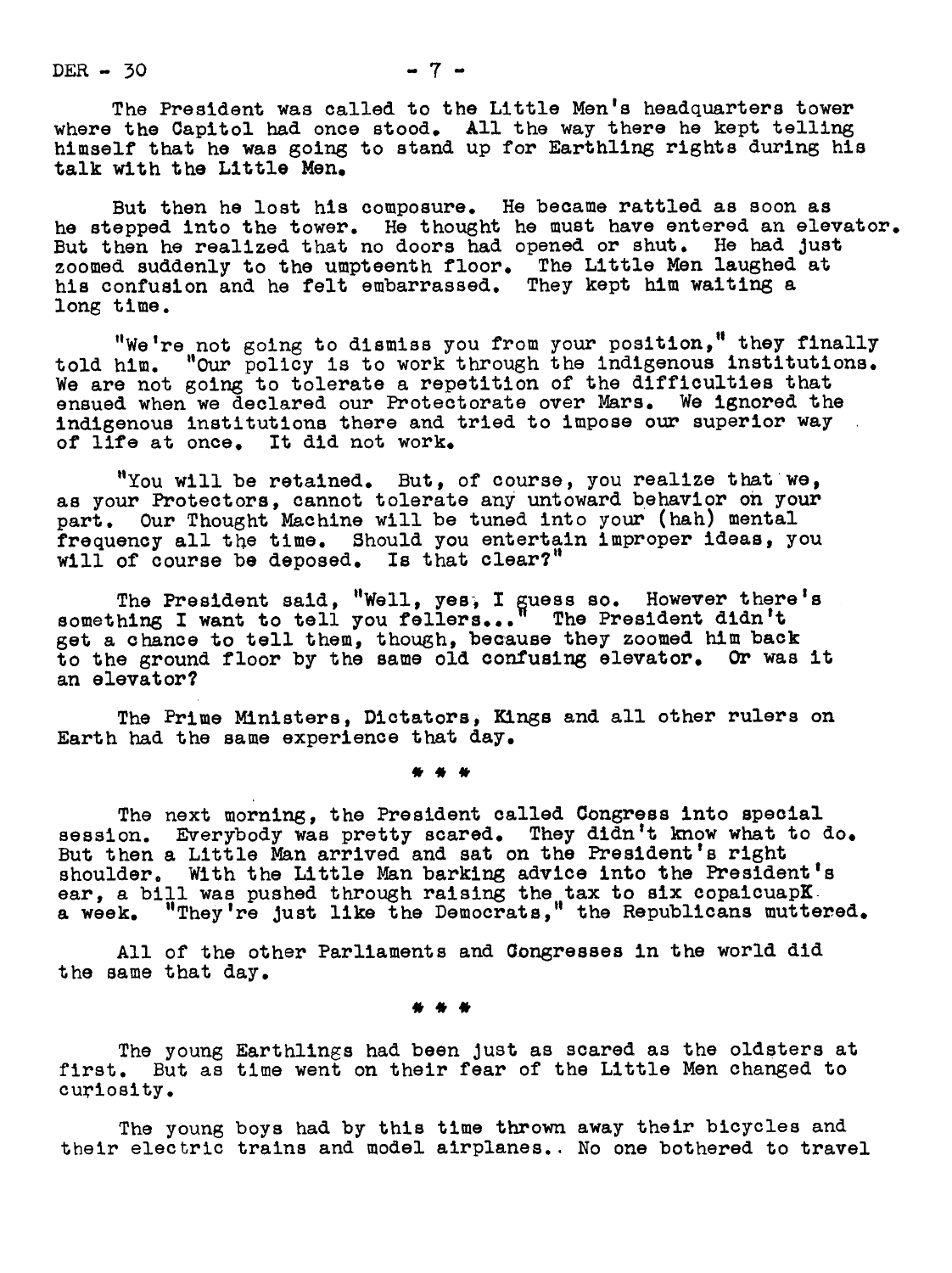The President was called to the Little Men's headquarters tower where the Capitol had once stood. All the way there he kept telling himself that he was going to stand up for Earthling rights during his talk with the Little Men.

But then he lost his composure. He became rattled as soon as he stepped into the tower. He thought he must have entered an elevator. But then he realized that no doors had opened or shut. He had just zoomed suddenly to the umpteenth floor. The Little Men laughed at his confusion and he felt embarrassed. They kept him waiting a long time.

"We're not going to dismiss you from your position," they finally told him. "Our policy is to work through the indigenous institutions. We are not going to tolerate a repetition of the difficulties that ensued when we declared our Protectorate over Mars. We ignored the indigenous institutions there and tried to impose our superior way of life at once. It did not work.

"You will be retained. But, of course, you realize that we, as your Protectors, cannot tolerate any untoward behavior on your part. Our Thought Machine will be tuned into your (hah) mental frequency all the time. Should you entertain improper ideas, you will of course be deposed. Is that clear?"

The President said, "Well, yes, I guess so. However there's something I want to tell you fellers..." The President didn't get a chance to tell them, though, because they zoomed him back to the ground floor by the same old confusing elevator. Or was it an elevator?

The Prime Ministers, Dictators, Kings and all other rulers on Earth had the same experience that day.

\* \* \*

The next morning, the President called Congress into special session. Everybody was pretty scared. They didn't know what to do. But then a Little Man arrived and sat on the President's right shoulder. With the Little Man barking advice into the President's ear, a bill was pushed through raising the tax to six copaicuapK a week. "They're just like the Democrats," the Republicans muttered.

All of the other Parliaments and Congresses in the world did the same that day.

\* \* \*

The young Earthlings had been just as scared as the oldsters at first. But as time went on their fear of the Little Men changed to curiosity.

The young boys had by this time thrown away their bicycles and their electric trains and model airplanes.. No one bothered to travel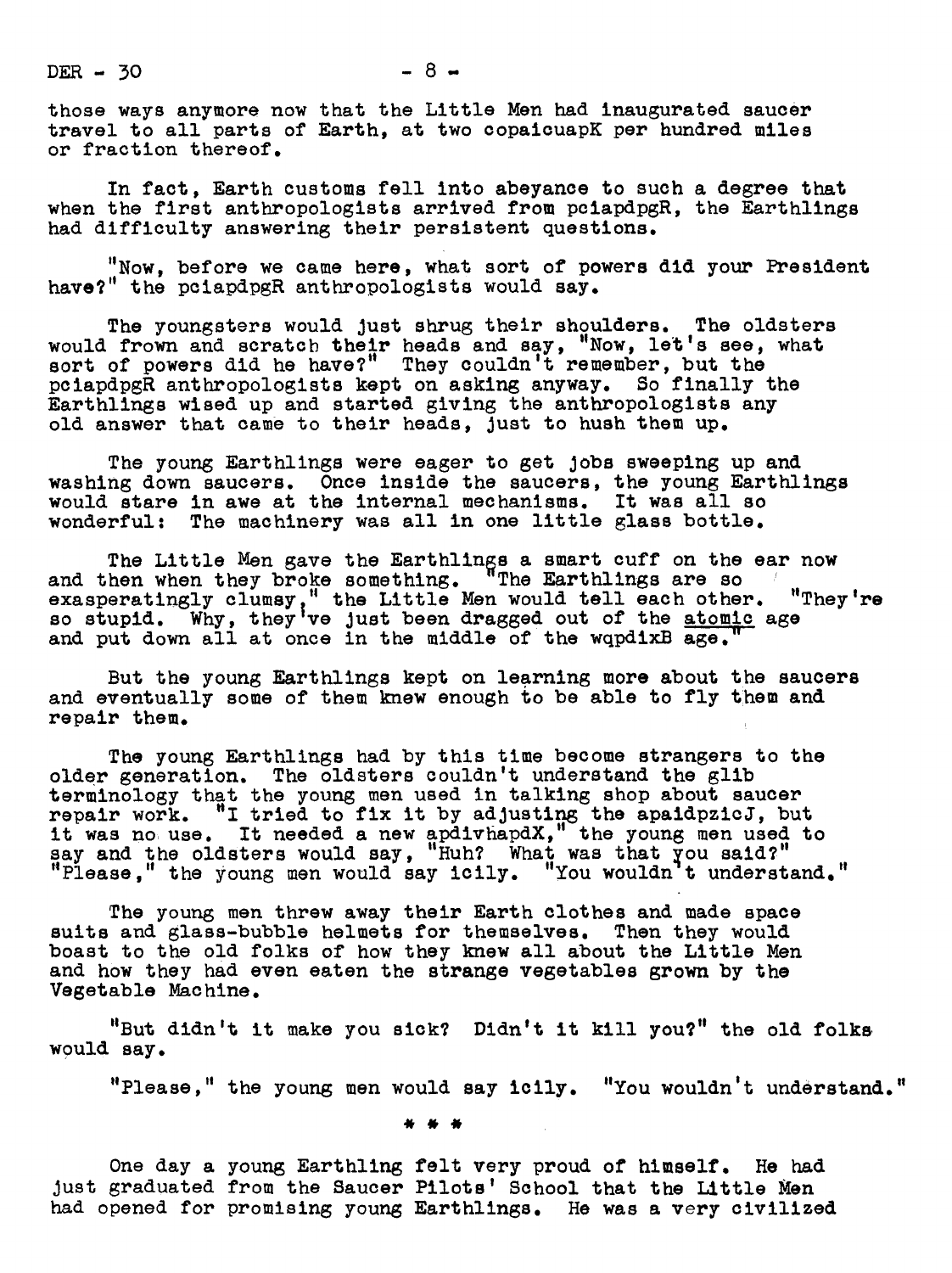those ways anymore now that the Little Men had inaugurated saucer travel to all parts of Earth, at two copaicuapK per hundred miles or fraction thereof.

In fact, Earth customs fell into abeyance to such a degree that when the first anthropologists arrived from pciapdpgR, the Earthlings had difficulty answering their persistent questions.

"Now, before we came here, what sort of powers did your President have?" the pciapdpgR anthropologists would say.

The youngsters would just shrug their shoulders. The oldsters would frown and scratch their heads and say, "Now, let's see, what sort of powers did he have?" They couldn't remember, but the pciapdpgR anthropologists kept on asking anyway. So finally the Earthlings wised up and started giving the anthropologists any old answer that came to their heads, just to hush them up.

The young Earthlings were eager to get jobs sweeping up and washing down saucers. Once inside the saucers, the young Earthlings would stare in awe at the internal mechanisms. It was all so wonderful: The machinery was all in one little glass bottle.

The Little Men gave the Earthlings a smart cuff on the ear now and then when they broke something. "The Earthlings are so exasperatingly clumsy," the Little Men would tell each other. "They're so stupid. Why, they've just been dragged out of the <u>atomic</u> age and put down all at once in the middle of the wqpdixB age."

But the young Earthlings kept on learning more about the saucers and eventually some of them knew enough to be able to fly them and repair them.

The young Earthlings had by this time become strangers to the older generation. The oldsters couldn't understand the glib terminology that the young men used in talking shop about saucer repair work. "I tried to fix it by adjusting the apaidpzicJ, but it was no use. It needed a new apdivhapdX," the young men used to say and the oldsters would say, "Huh? What was that you said?" "Please," the young men would say icily. "You wouldn't understand."

The young men threw away their Earth clothes and made space suits and glass-bubble helmets for themselves. Then they would boast to the old folks of how they knew all about the Little Men and how they had even eaten the strange vegetables grown by the Vegetable Machine.

"But didn't it make you sick? Didn't it kill you?" the old folks would say.

"Please," the young men would say icily. "You wouldn't understand."

\* \* \*

One day a young Earthling felt very proud of himself. He had just graduated from the Saucer Pilots' School that the Little Men had opened for promising young Earthlings. He was a very civilized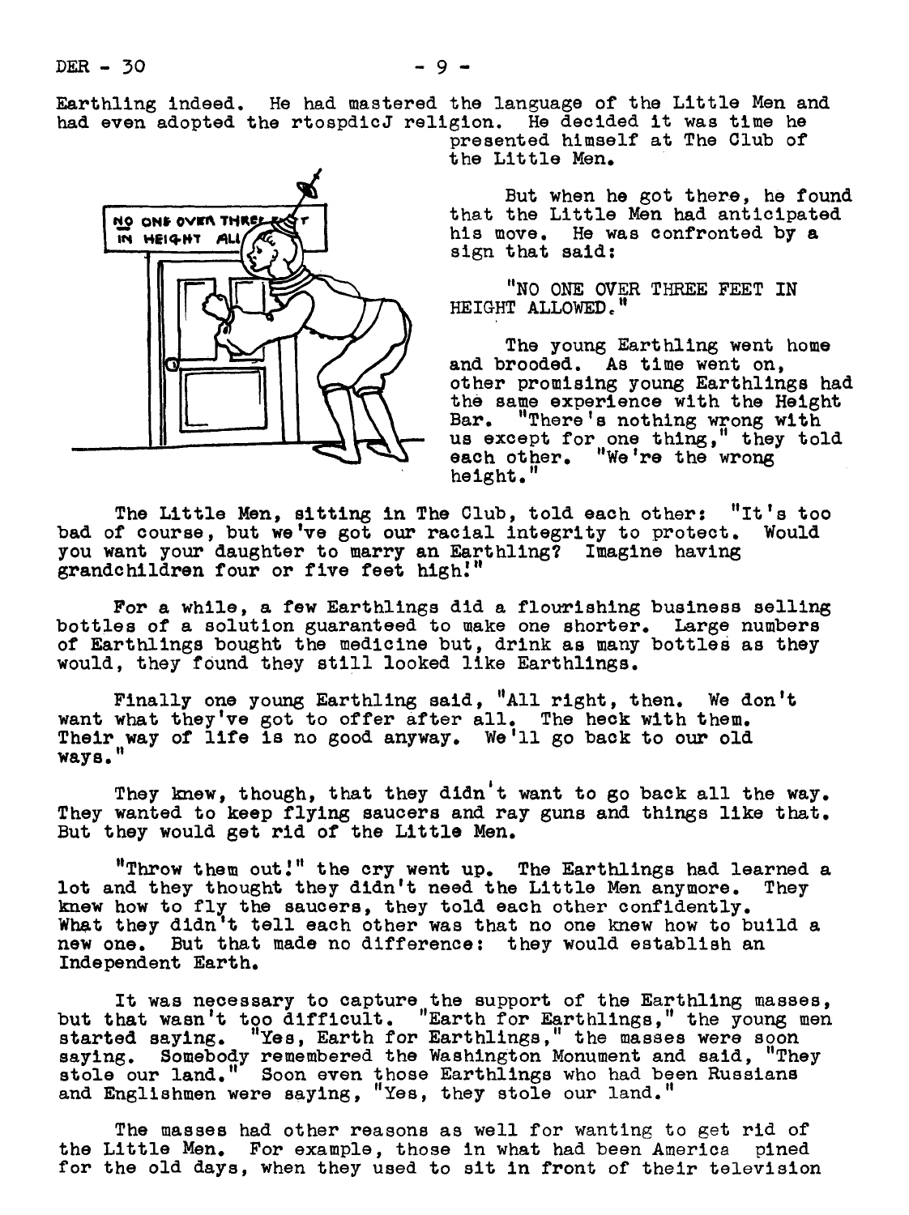Earthling indeed. He had mastered the language of the Little Men and had even adopted the rtospdicJ religion. He decided it was time he presented himself at The Club of the Little Men.

But when he got there, he found that the Little Men had anticipated his move. He was confronted by a sign that said:

"NO ONE OVER THREE FEET IN HEIGHT ALLOWED."

The young Earthling went home and brooded. As time went on, other promising young Earthlings had the same experience with the Height Bar. "There's nothing wrong with us except for one thing," they told each other. "We're the wrong height."

The Little Men, sitting in The Club, told each other: "It's too bad of course, but we've got our racial integrity to protect. Would you want your daughter to marry an Earthling? Imagine having grandchildren four or five feet high!"

For a while, a few Earthlings did a flourishing business selling bottles of a solution guaranteed to make one shorter. Large numbers of Earthlings bought the medicine but, drink as many bottles as they would, they found they still looked like Earthlings.

Finally one young Earthling said, "All right, then. We don't want what they've got to offer after all. The heck with them. Their way of life is no good anyway. We'll go back to our old ways."

They knew, though, that they didn't want to go back all the way. They wanted to keep flying saucers and ray guns and things like that. But they would get rid of the Little Men.

"Throw them out!" the cry went up. The Earthlings had learned a lot and they thought they didn't need the Little Men anymore. They knew how to fly the saucers, they told each other confidently. What they didn't tell each other was that no one knew how to build a new one. But that made no difference: they would establish an Independent Earth.

It was necessary to capture the support of the Earthling masses, but that wasn't too difficult. "Earth for Earthlings," the young men started saying. "Yes, Earth for Earthlings," the masses were soon saying. Somebody remembered the Washington Monument and said, "They stole our land." Soon even those Earthlings who had been Russians and Englishmen were saying, "Yes, they stole our land."

The masses had other reasons as well for wanting to get rid of the Little Men. For example, those in what had been America pined for the old days, when they used to sit in front of their television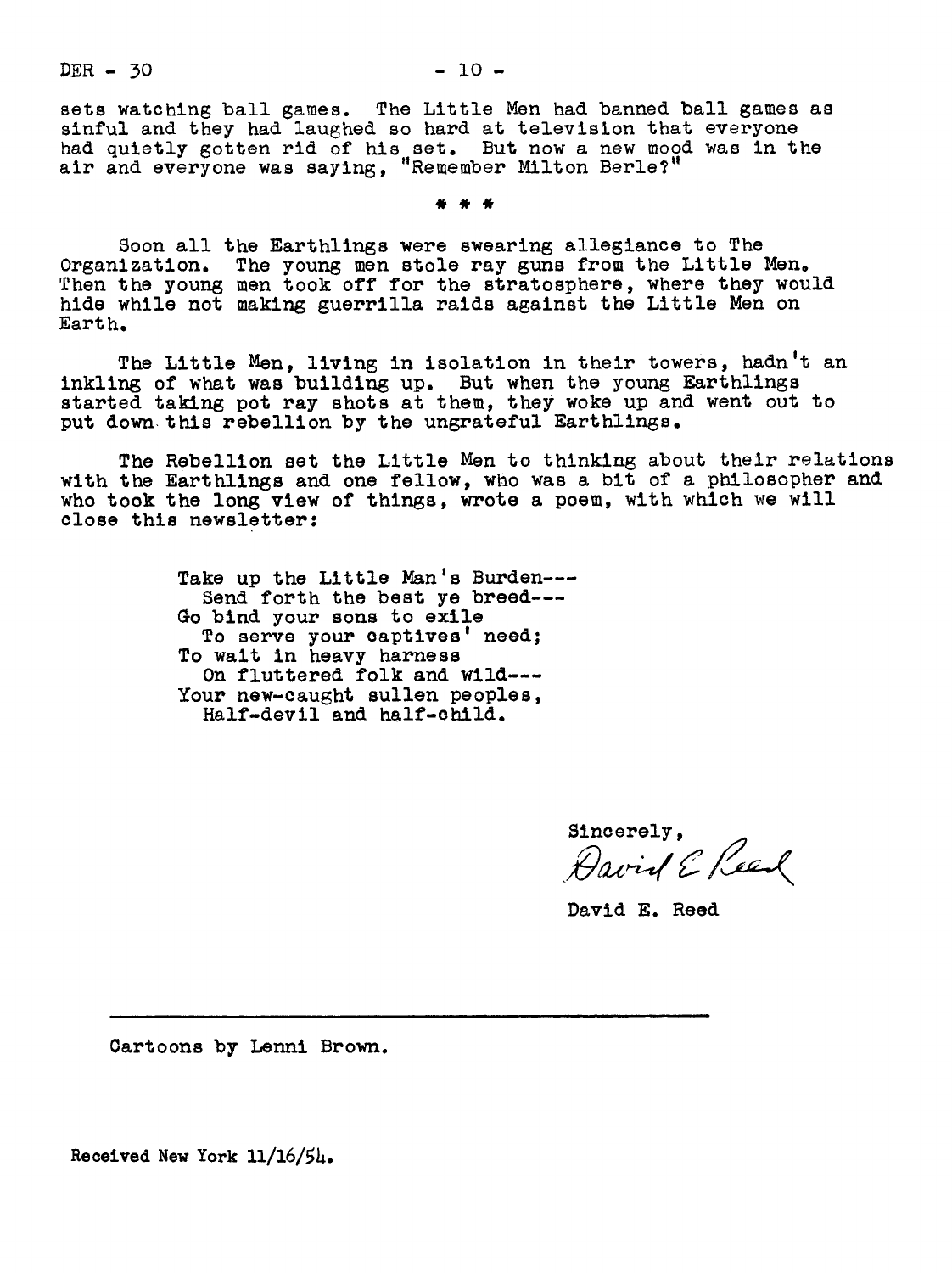sets watching ball games. The Little Men had banned ball games as sinful and they had laughed so hard at television that everyone had quietly gotten rid of his set. But now a new mood was in the air and everyone was saying, "Remember Milton Berle?"

* * *

Soon all the Earthlings were swearing allegiance to The Organization. The young men stole ray guns from the Little Men. Then the young men took off for the stratosphere, where they would hide while not making guerrilla raids against the Little Men on Earth.

The Little Men, living in isolation in their towers, hadn't an inkling of what was building up. But when the young Earthlings started taking pot ray shots at them, they woke up and went out to put down this rebellion by the ungrateful Earthlings.

The Rebellion set the Little Men to thinking about their relations with the Earthlings and one fellow, who was a bit of a philosopher and who took the long view of things, wrote a poem, with which we will close this newsletter:

> Take up the Little Man's Burden---
> Send forth the best ye breed---
> Go bind your sons to exile
> To serve your captives' need;
> To wait in heavy harness
> On fluttered folk and wild---
> Your new-caught sullen peoples,
> Half-devil and half-child.

Sincerely,

David E. Reed

David E. Reed

---

Cartoons by Lenni Brown.

Received New York 11/16/54.